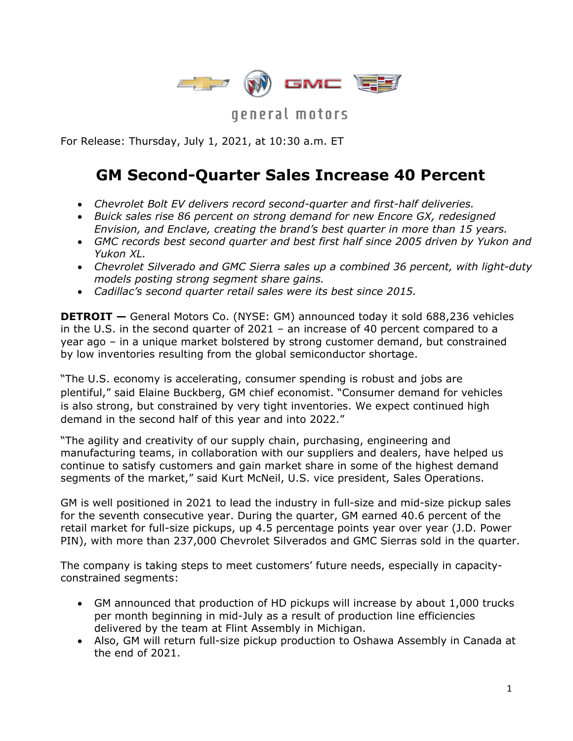general motors

For Release: Thursday, July 1, 2021, at 10:30 a.m. ET

# GM Second-Quarter Sales Increase 40 Percent

- *Chevrolet Bolt EV delivers record second-quarter and first-half deliveries.*
- *Buick sales rise 86 percent on strong demand for new Encore GX, redesigned Envision, and Enclave, creating the brand's best quarter in more than 15 years.*
- *GMC records best second quarter and best first half since 2005 driven by Yukon and Yukon XL.*
- *Chevrolet Silverado and GMC Sierra sales up a combined 36 percent, with light-duty models posting strong segment share gains.*
- *Cadillac's second quarter retail sales were its best since 2015.*

**DETROIT —** General Motors Co. (NYSE: GM) announced today it sold 688,236 vehicles in the U.S. in the second quarter of 2021 – an increase of 40 percent compared to a year ago – in a unique market bolstered by strong customer demand, but constrained by low inventories resulting from the global semiconductor shortage.

"The U.S. economy is accelerating, consumer spending is robust and jobs are plentiful," said Elaine Buckberg, GM chief economist. "Consumer demand for vehicles is also strong, but constrained by very tight inventories. We expect continued high demand in the second half of this year and into 2022."

"The agility and creativity of our supply chain, purchasing, engineering and manufacturing teams, in collaboration with our suppliers and dealers, have helped us continue to satisfy customers and gain market share in some of the highest demand segments of the market," said Kurt McNeil, U.S. vice president, Sales Operations.

GM is well positioned in 2021 to lead the industry in full-size and mid-size pickup sales for the seventh consecutive year. During the quarter, GM earned 40.6 percent of the retail market for full-size pickups, up 4.5 percentage points year over year (J.D. Power PIN), with more than 237,000 Chevrolet Silverados and GMC Sierras sold in the quarter.

The company is taking steps to meet customers' future needs, especially in capacity-constrained segments:

- GM announced that production of HD pickups will increase by about 1,000 trucks per month beginning in mid-July as a result of production line efficiencies delivered by the team at Flint Assembly in Michigan.
- Also, GM will return full-size pickup production to Oshawa Assembly in Canada at the end of 2021.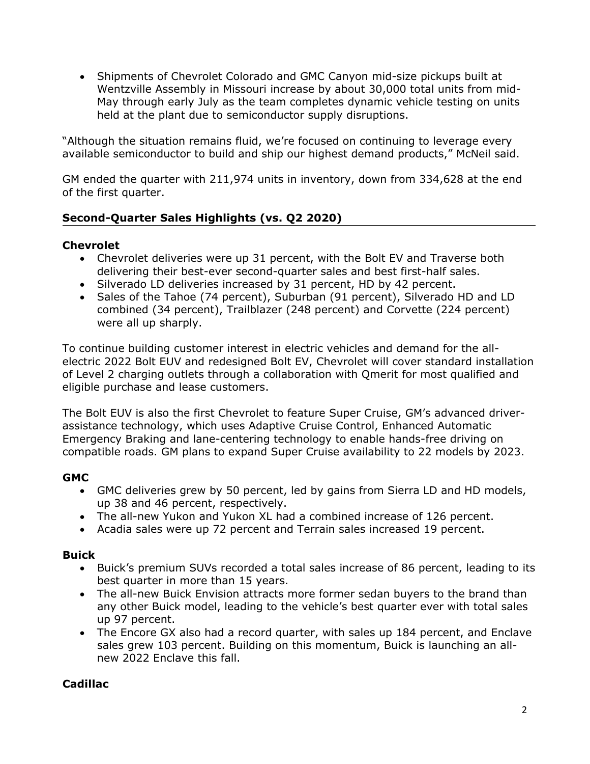- Shipments of Chevrolet Colorado and GMC Canyon mid-size pickups built at Wentzville Assembly in Missouri increase by about 30,000 total units from mid-May through early July as the team completes dynamic vehicle testing on units held at the plant due to semiconductor supply disruptions.

"Although the situation remains fluid, we're focused on continuing to leverage every available semiconductor to build and ship our highest demand products," McNeil said.

GM ended the quarter with 211,974 units in inventory, down from 334,628 at the end of the first quarter.

## Second-Quarter Sales Highlights (vs. Q2 2020)

### Chevrolet

- Chevrolet deliveries were up 31 percent, with the Bolt EV and Traverse both delivering their best-ever second-quarter sales and best first-half sales.
- Silverado LD deliveries increased by 31 percent, HD by 42 percent.
- Sales of the Tahoe (74 percent), Suburban (91 percent), Silverado HD and LD combined (34 percent), Trailblazer (248 percent) and Corvette (224 percent) were all up sharply.

To continue building customer interest in electric vehicles and demand for the all-electric 2022 Bolt EUV and redesigned Bolt EV, Chevrolet will cover standard installation of Level 2 charging outlets through a collaboration with Qmerit for most qualified and eligible purchase and lease customers.

The Bolt EUV is also the first Chevrolet to feature Super Cruise, GM's advanced driver-assistance technology, which uses Adaptive Cruise Control, Enhanced Automatic Emergency Braking and lane-centering technology to enable hands-free driving on compatible roads. GM plans to expand Super Cruise availability to 22 models by 2023.

### GMC

- GMC deliveries grew by 50 percent, led by gains from Sierra LD and HD models, up 38 and 46 percent, respectively.
- The all-new Yukon and Yukon XL had a combined increase of 126 percent.
- Acadia sales were up 72 percent and Terrain sales increased 19 percent.

### Buick

- Buick's premium SUVs recorded a total sales increase of 86 percent, leading to its best quarter in more than 15 years.
- The all-new Buick Envision attracts more former sedan buyers to the brand than any other Buick model, leading to the vehicle's best quarter ever with total sales up 97 percent.
- The Encore GX also had a record quarter, with sales up 184 percent, and Enclave sales grew 103 percent. Building on this momentum, Buick is launching an all-new 2022 Enclave this fall.

### Cadillac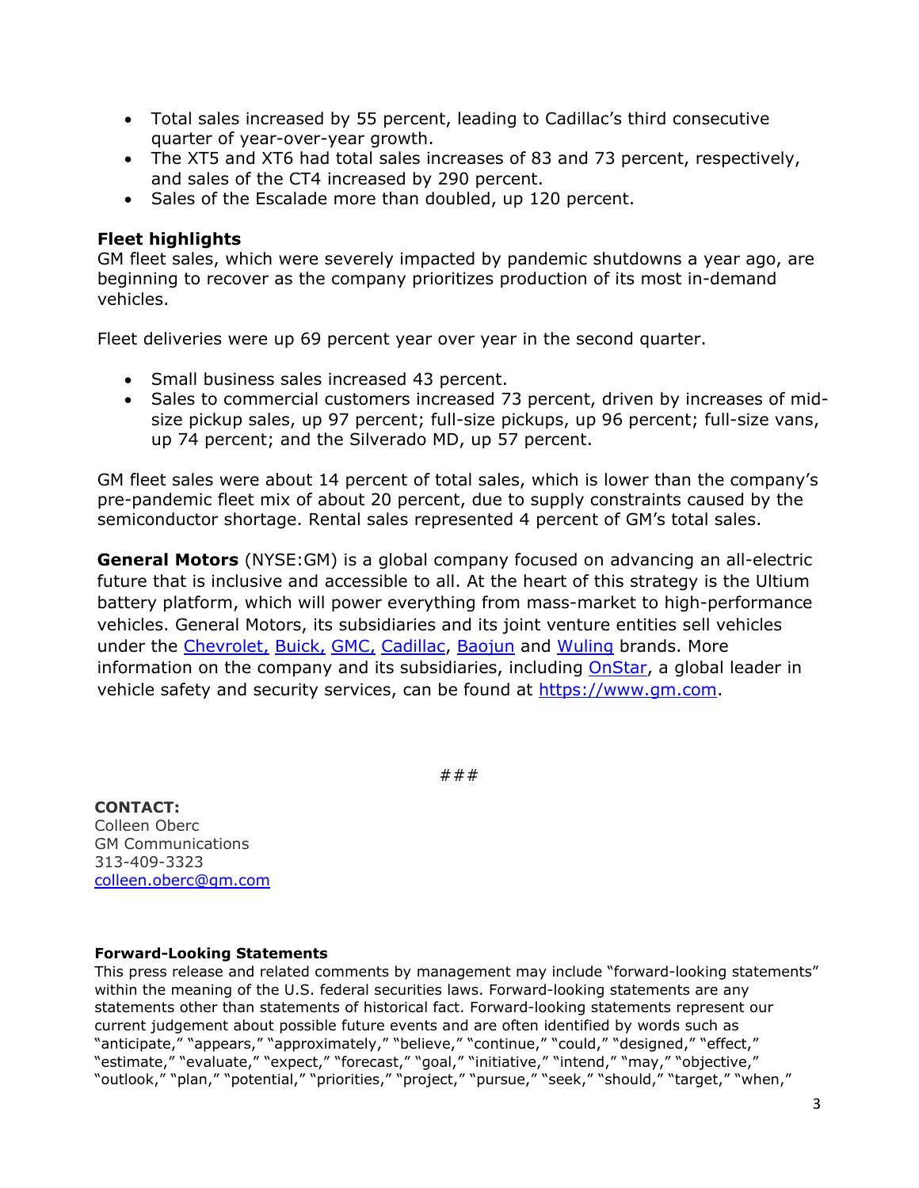- Total sales increased by 55 percent, leading to Cadillac's third consecutive quarter of year-over-year growth.
- The XT5 and XT6 had total sales increases of 83 and 73 percent, respectively, and sales of the CT4 increased by 290 percent.
- Sales of the Escalade more than doubled, up 120 percent.

**Fleet highlights**

GM fleet sales, which were severely impacted by pandemic shutdowns a year ago, are beginning to recover as the company prioritizes production of its most in-demand vehicles.

Fleet deliveries were up 69 percent year over year in the second quarter.

- Small business sales increased 43 percent.
- Sales to commercial customers increased 73 percent, driven by increases of mid-size pickup sales, up 97 percent; full-size pickups, up 96 percent; full-size vans, up 74 percent; and the Silverado MD, up 57 percent.

GM fleet sales were about 14 percent of total sales, which is lower than the company's pre-pandemic fleet mix of about 20 percent, due to supply constraints caused by the semiconductor shortage. Rental sales represented 4 percent of GM's total sales.

**General Motors** (NYSE:GM) is a global company focused on advancing an all-electric future that is inclusive and accessible to all. At the heart of this strategy is the Ultium battery platform, which will power everything from mass-market to high-performance vehicles. General Motors, its subsidiaries and its joint venture entities sell vehicles under the Chevrolet, Buick, GMC, Cadillac, Baojun and Wuling brands. More information on the company and its subsidiaries, including OnStar, a global leader in vehicle safety and security services, can be found at https://www.gm.com.

###

**CONTACT:**
Colleen Oberc
GM Communications
313-409-3323
colleen.oberc@gm.com

**Forward-Looking Statements**

This press release and related comments by management may include "forward-looking statements" within the meaning of the U.S. federal securities laws. Forward-looking statements are any statements other than statements of historical fact. Forward-looking statements represent our current judgement about possible future events and are often identified by words such as "anticipate," "appears," "approximately," "believe," "continue," "could," "designed," "effect," "estimate," "evaluate," "expect," "forecast," "goal," "initiative," "intend," "may," "objective," "outlook," "plan," "potential," "priorities," "project," "pursue," "seek," "should," "target," "when,"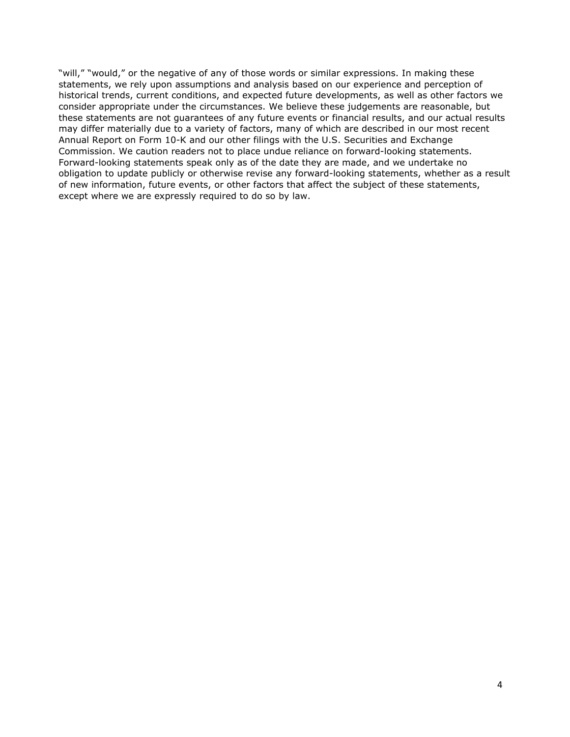"will," "would," or the negative of any of those words or similar expressions. In making these statements, we rely upon assumptions and analysis based on our experience and perception of historical trends, current conditions, and expected future developments, as well as other factors we consider appropriate under the circumstances. We believe these judgements are reasonable, but these statements are not guarantees of any future events or financial results, and our actual results may differ materially due to a variety of factors, many of which are described in our most recent Annual Report on Form 10-K and our other filings with the U.S. Securities and Exchange Commission. We caution readers not to place undue reliance on forward-looking statements. Forward-looking statements speak only as of the date they are made, and we undertake no obligation to update publicly or otherwise revise any forward-looking statements, whether as a result of new information, future events, or other factors that affect the subject of these statements, except where we are expressly required to do so by law.